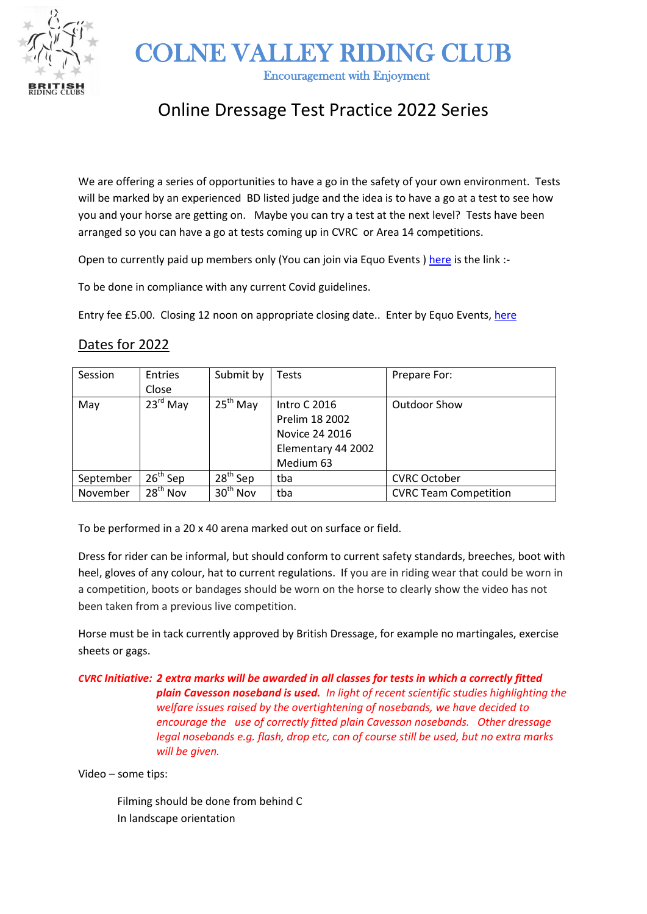# COLNE VALLEY RIDING CLUB

Encouragement with Enjoyment

## Online Dressage Test Practice 2022 Series

We are offering a series of opportunities to have a go in the safety of your own environment. Tests will be marked by an experienced BD listed judge and the idea is to have a go at a test to see how you and your horse are getting on. Maybe you can try a test at the next level? Tests have been arranged so you can have a go at tests coming up in CVRC or Area 14 competitions.

Open to currently paid up members only (You can join via Equo Events ) here is the link :-

To be done in compliance with any current Covid guidelines.

Entry fee £5.00. Closing 12 noon on appropriate closing date.. Enter by Equo Events, here

### Dates for 2022

| Session | Entries Close | Submit by | Tests | Prepare For: |
|---|---|---|---|---|
| May | 23rd May | 25th May | Intro C 2016<br>Prelim 18 2002<br>Novice 24 2016<br>Elementary 44 2002<br>Medium 63 | Outdoor Show |
| September | 26th Sep | 28th Sep | tba | CVRC October |
| November | 28th Nov | 30th Nov | tba | CVRC Team Competition |

To be performed in a 20 x 40 arena marked out on surface or field.

Dress for rider can be informal, but should conform to current safety standards, breeches, boot with heel, gloves of any colour, hat to current regulations. If you are in riding wear that could be worn in a competition, boots or bandages should be worn on the horse to clearly show the video has not been taken from a previous live competition.

Horse must be in tack currently approved by British Dressage, for example no martingales, exercise sheets or gags.

***CVRC Initiative: 2 extra marks will be awarded in all classes for tests in which a correctly fitted plain Cavesson noseband is used.*** *In light of recent scientific studies highlighting the welfare issues raised by the overtightening of nosebands, we have decided to encourage the use of correctly fitted plain Cavesson nosebands. Other dressage legal nosebands e.g. flash, drop etc, can of course still be used, but no extra marks will be given.*

Video – some tips:

Filming should be done from behind C
In landscape orientation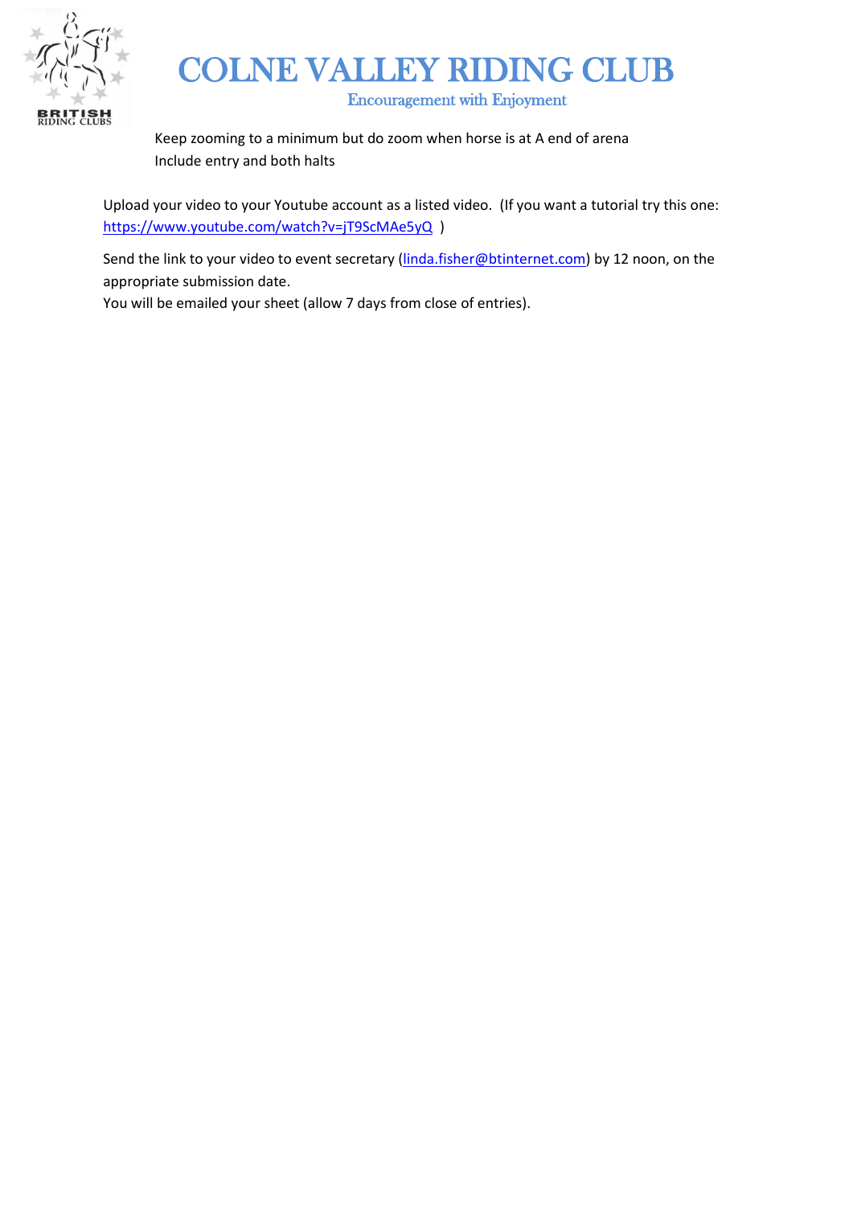# COLNE VALLEY RIDING CLUB

Encouragement with Enjoyment

Keep zooming to a minimum but do zoom when horse is at A end of arena
Include entry and both halts

Upload your video to your Youtube account as a listed video. (If you want a tutorial try this one: https://www.youtube.com/watch?v=jT9ScMAe5yQ )

Send the link to your video to event secretary (linda.fisher@btinternet.com) by 12 noon, on the appropriate submission date.
You will be emailed your sheet (allow 7 days from close of entries).